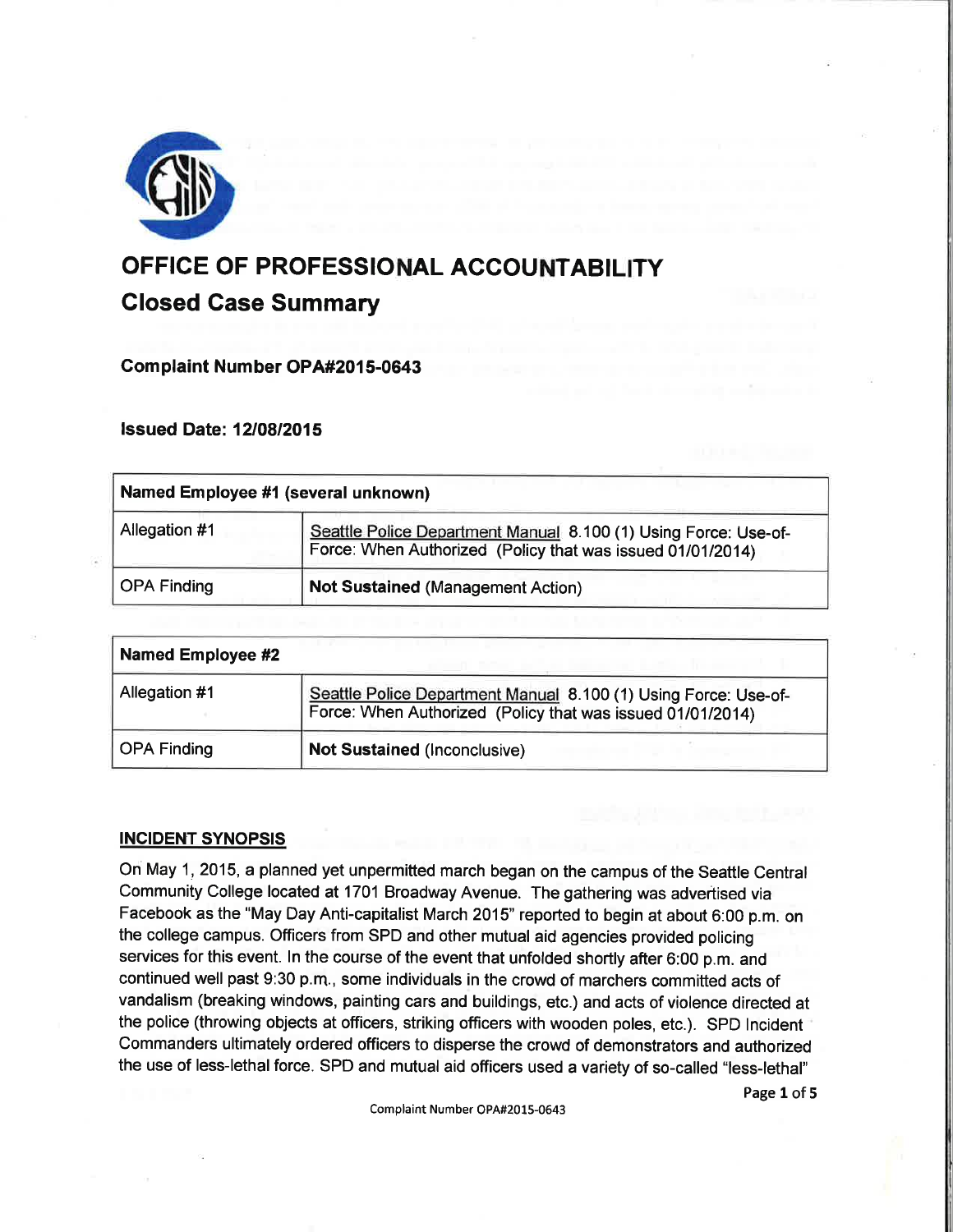# OFFICE OF PROFESSIONAL ACCOUNTABILITY

## Closed Case Summary

**Complaint Number OPA#2015-0643**

**Issued Date: 12/08/2015**

| **Named Employee #1 (several unknown)** | |
|---|---|
| Allegation #1 | Seattle Police Department Manual 8.100 (1) Using Force: Use-of-Force: When Authorized (Policy that was issued 01/01/2014) |
| OPA Finding | **Not Sustained** (Management Action) |

| **Named Employee #2** | |
|---|---|
| Allegation #1 | Seattle Police Department Manual 8.100 (1) Using Force: Use-of-Force: When Authorized (Policy that was issued 01/01/2014) |
| OPA Finding | **Not Sustained** (Inconclusive) |

**INCIDENT SYNOPSIS**

On May 1, 2015, a planned yet unpermitted march began on the campus of the Seattle Central Community College located at 1701 Broadway Avenue. The gathering was advertised via Facebook as the "May Day Anti-capitalist March 2015" reported to begin at about 6:00 p.m. on the college campus. Officers from SPD and other mutual aid agencies provided policing services for this event. In the course of the event that unfolded shortly after 6:00 p.m. and continued well past 9:30 p.m., some individuals in the crowd of marchers committed acts of vandalism (breaking windows, painting cars and buildings, etc.) and acts of violence directed at the police (throwing objects at officers, striking officers with wooden poles, etc.). SPD Incident Commanders ultimately ordered officers to disperse the crowd of demonstrators and authorized the use of less-lethal force. SPD and mutual aid officers used a variety of so-called "less-lethal"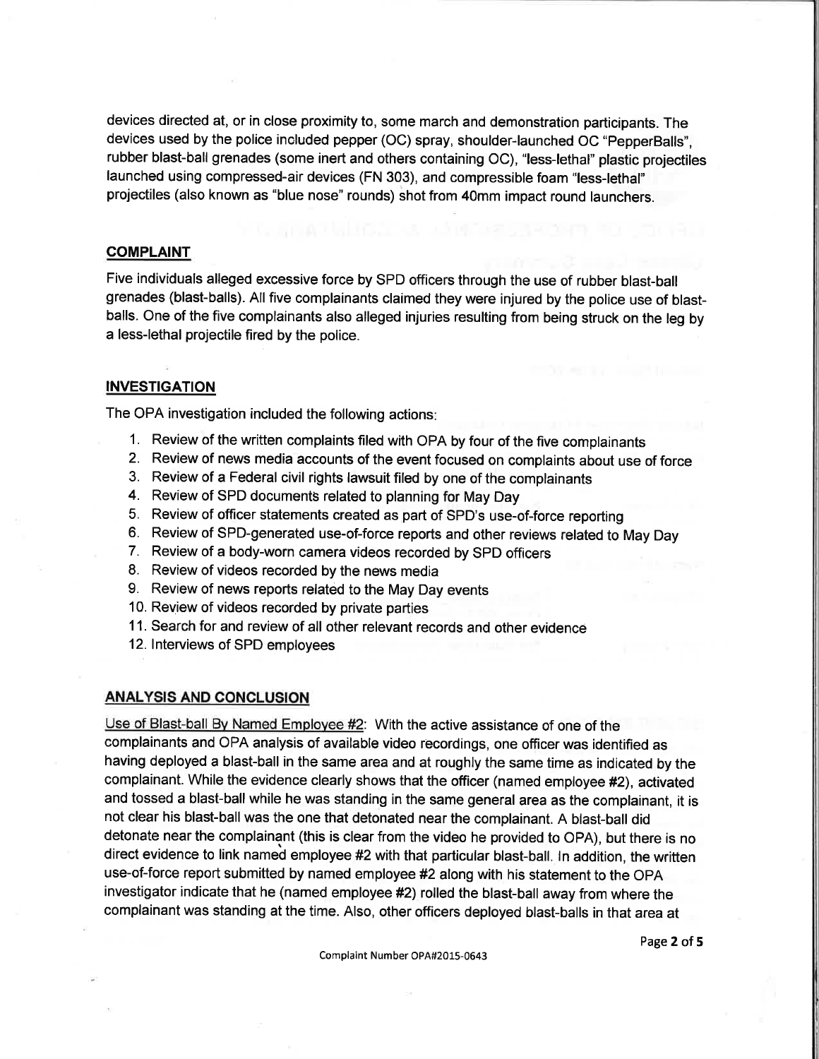devices directed at, or in close proximity to, some march and demonstration participants. The devices used by the police included pepper (OC) spray, shoulder-launched OC "PepperBalls", rubber blast-ball grenades (some inert and others containing OC), "less-lethal" plastic projectiles launched using compressed-air devices (FN 303), and compressible foam "less-lethal" projectiles (also known as "blue nose" rounds) shot from 40mm impact round launchers.

## COMPLAINT

Five individuals alleged excessive force by SPD officers through the use of rubber blast-ball grenades (blast-balls). All five complainants claimed they were injured by the police use of blast-balls. One of the five complainants also alleged injuries resulting from being struck on the leg by a less-lethal projectile fired by the police.

## INVESTIGATION

The OPA investigation included the following actions:

1. Review of the written complaints filed with OPA by four of the five complainants
2. Review of news media accounts of the event focused on complaints about use of force
3. Review of a Federal civil rights lawsuit filed by one of the complainants
4. Review of SPD documents related to planning for May Day
5. Review of officer statements created as part of SPD's use-of-force reporting
6. Review of SPD-generated use-of-force reports and other reviews related to May Day
7. Review of a body-worn camera videos recorded by SPD officers
8. Review of videos recorded by the news media
9. Review of news reports related to the May Day events
10. Review of videos recorded by private parties
11. Search for and review of all other relevant records and other evidence
12. Interviews of SPD employees

## ANALYSIS AND CONCLUSION

Use of Blast-ball By Named Employee #2: With the active assistance of one of the complainants and OPA analysis of available video recordings, one officer was identified as having deployed a blast-ball in the same area and at roughly the same time as indicated by the complainant. While the evidence clearly shows that the officer (named employee #2), activated and tossed a blast-ball while he was standing in the same general area as the complainant, it is not clear his blast-ball was the one that detonated near the complainant. A blast-ball did detonate near the complainant (this is clear from the video he provided to OPA), but there is no direct evidence to link named employee #2 with that particular blast-ball. In addition, the written use-of-force report submitted by named employee #2 along with his statement to the OPA investigator indicate that he (named employee #2) rolled the blast-ball away from where the complainant was standing at the time. Also, other officers deployed blast-balls in that area at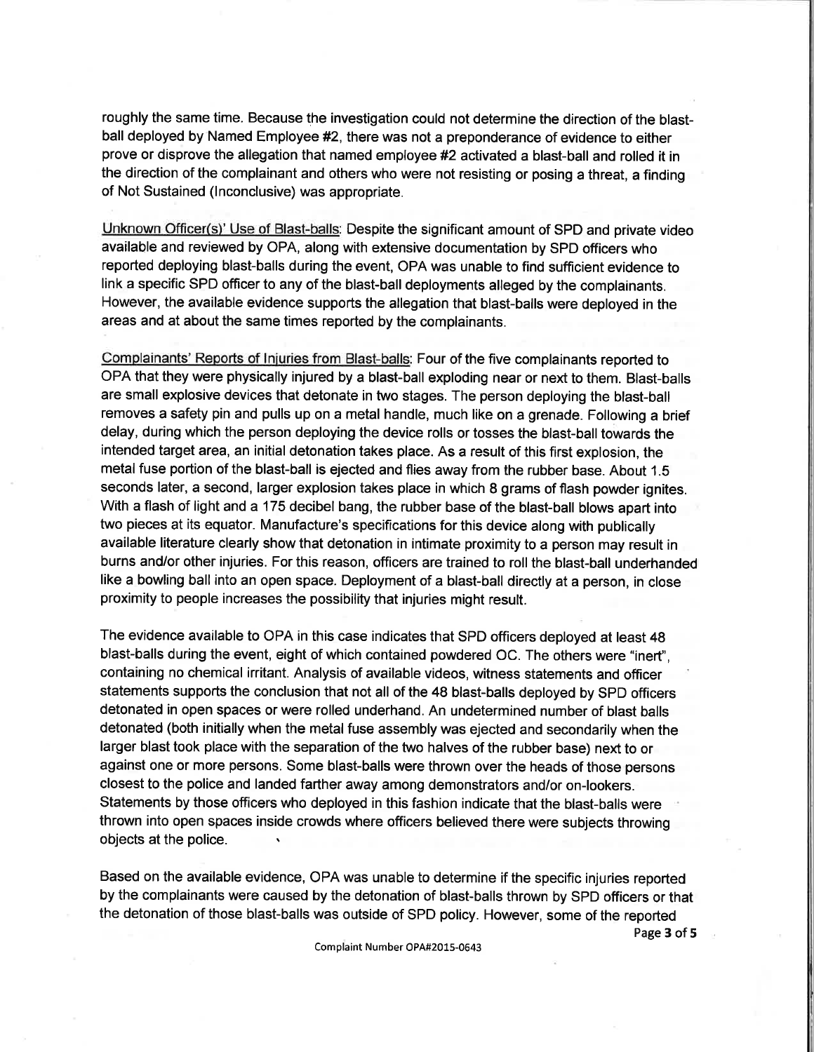roughly the same time. Because the investigation could not determine the direction of the blast-ball deployed by Named Employee #2, there was not a preponderance of evidence to either prove or disprove the allegation that named employee #2 activated a blast-ball and rolled it in the direction of the complainant and others who were not resisting or posing a threat, a finding of Not Sustained (Inconclusive) was appropriate.

<u>Unknown Officer(s)' Use of Blast-balls</u>: Despite the significant amount of SPD and private video available and reviewed by OPA, along with extensive documentation by SPD officers who reported deploying blast-balls during the event, OPA was unable to find sufficient evidence to link a specific SPD officer to any of the blast-ball deployments alleged by the complainants. However, the available evidence supports the allegation that blast-balls were deployed in the areas and at about the same times reported by the complainants.

<u>Complainants' Reports of Injuries from Blast-balls</u>: Four of the five complainants reported to OPA that they were physically injured by a blast-ball exploding near or next to them. Blast-balls are small explosive devices that detonate in two stages. The person deploying the blast-ball removes a safety pin and pulls up on a metal handle, much like on a grenade. Following a brief delay, during which the person deploying the device rolls or tosses the blast-ball towards the intended target area, an initial detonation takes place. As a result of this first explosion, the metal fuse portion of the blast-ball is ejected and flies away from the rubber base. About 1.5 seconds later, a second, larger explosion takes place in which 8 grams of flash powder ignites. With a flash of light and a 175 decibel bang, the rubber base of the blast-ball blows apart into two pieces at its equator. Manufacture's specifications for this device along with publically available literature clearly show that detonation in intimate proximity to a person may result in burns and/or other injuries. For this reason, officers are trained to roll the blast-ball underhanded like a bowling ball into an open space. Deployment of a blast-ball directly at a person, in close proximity to people increases the possibility that injuries might result.

The evidence available to OPA in this case indicates that SPD officers deployed at least 48 blast-balls during the event, eight of which contained powdered OC. The others were "inert", containing no chemical irritant. Analysis of available videos, witness statements and officer statements supports the conclusion that not all of the 48 blast-balls deployed by SPD officers detonated in open spaces or were rolled underhand. An undetermined number of blast balls detonated (both initially when the metal fuse assembly was ejected and secondarily when the larger blast took place with the separation of the two halves of the rubber base) next to or against one or more persons. Some blast-balls were thrown over the heads of those persons closest to the police and landed farther away among demonstrators and/or on-lookers. Statements by those officers who deployed in this fashion indicate that the blast-balls were thrown into open spaces inside crowds where officers believed there were subjects throwing objects at the police.

Based on the available evidence, OPA was unable to determine if the specific injuries reported by the complainants were caused by the detonation of blast-balls thrown by SPD officers or that the detonation of those blast-balls was outside of SPD policy. However, some of the reported

Complaint Number OPA#2015-0643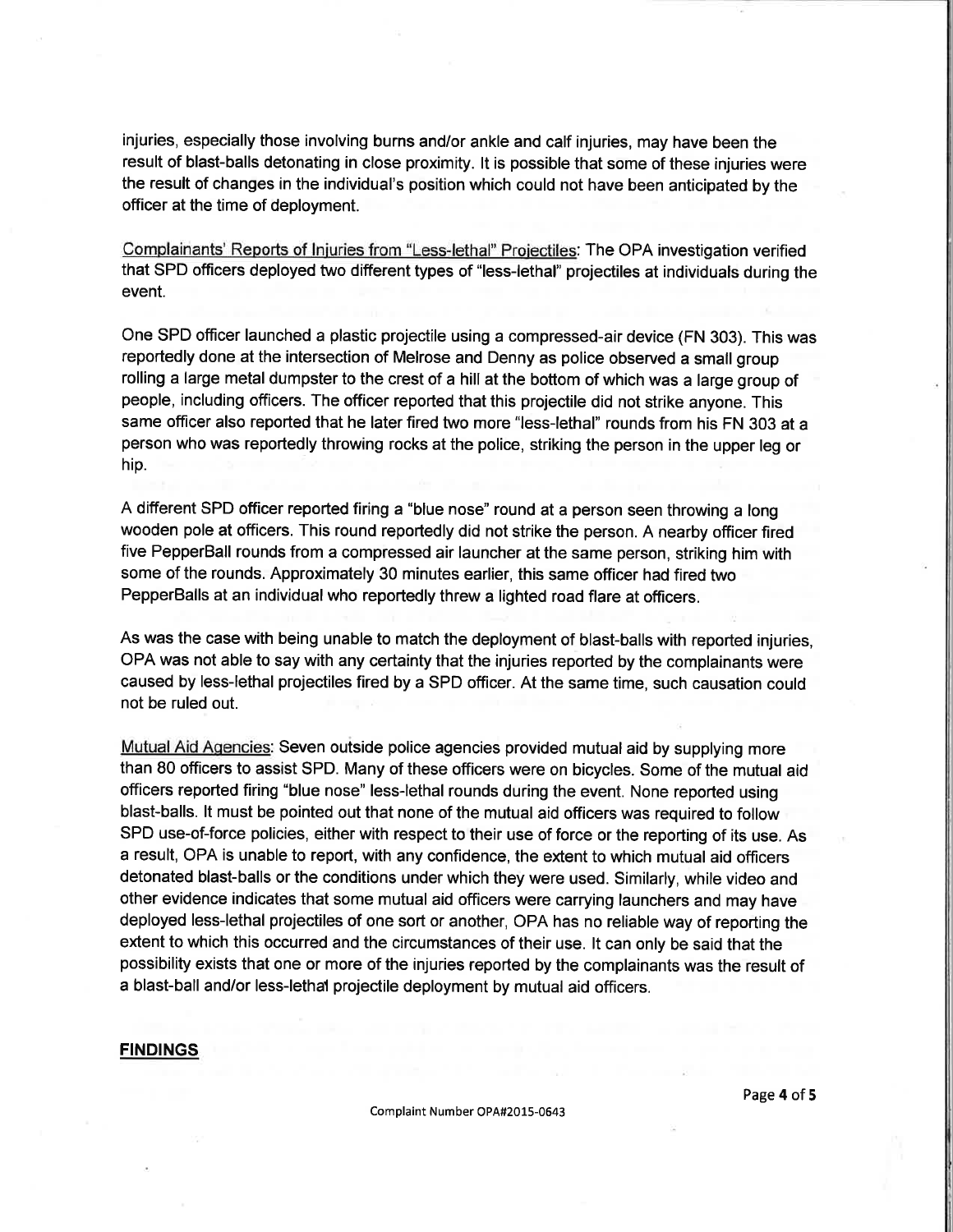injuries, especially those involving burns and/or ankle and calf injuries, may have been the result of blast-balls detonating in close proximity. It is possible that some of these injuries were the result of changes in the individual's position which could not have been anticipated by the officer at the time of deployment.

Complainants' Reports of Injuries from "Less-lethal" Projectiles: The OPA investigation verified that SPD officers deployed two different types of "less-lethal" projectiles at individuals during the event.

One SPD officer launched a plastic projectile using a compressed-air device (FN 303). This was reportedly done at the intersection of Melrose and Denny as police observed a small group rolling a large metal dumpster to the crest of a hill at the bottom of which was a large group of people, including officers. The officer reported that this projectile did not strike anyone. This same officer also reported that he later fired two more "less-lethal" rounds from his FN 303 at a person who was reportedly throwing rocks at the police, striking the person in the upper leg or hip.

A different SPD officer reported firing a "blue nose" round at a person seen throwing a long wooden pole at officers. This round reportedly did not strike the person. A nearby officer fired five PepperBall rounds from a compressed air launcher at the same person, striking him with some of the rounds. Approximately 30 minutes earlier, this same officer had fired two PepperBalls at an individual who reportedly threw a lighted road flare at officers.

As was the case with being unable to match the deployment of blast-balls with reported injuries, OPA was not able to say with any certainty that the injuries reported by the complainants were caused by less-lethal projectiles fired by a SPD officer. At the same time, such causation could not be ruled out.

Mutual Aid Agencies: Seven outside police agencies provided mutual aid by supplying more than 80 officers to assist SPD. Many of these officers were on bicycles. Some of the mutual aid officers reported firing "blue nose" less-lethal rounds during the event. None reported using blast-balls. It must be pointed out that none of the mutual aid officers was required to follow SPD use-of-force policies, either with respect to their use of force or the reporting of its use. As a result, OPA is unable to report, with any confidence, the extent to which mutual aid officers detonated blast-balls or the conditions under which they were used. Similarly, while video and other evidence indicates that some mutual aid officers were carrying launchers and may have deployed less-lethal projectiles of one sort or another, OPA has no reliable way of reporting the extent to which this occurred and the circumstances of their use. It can only be said that the possibility exists that one or more of the injuries reported by the complainants was the result of a blast-ball and/or less-lethal projectile deployment by mutual aid officers.

**FINDINGS**

Complaint Number OPA#2015-0643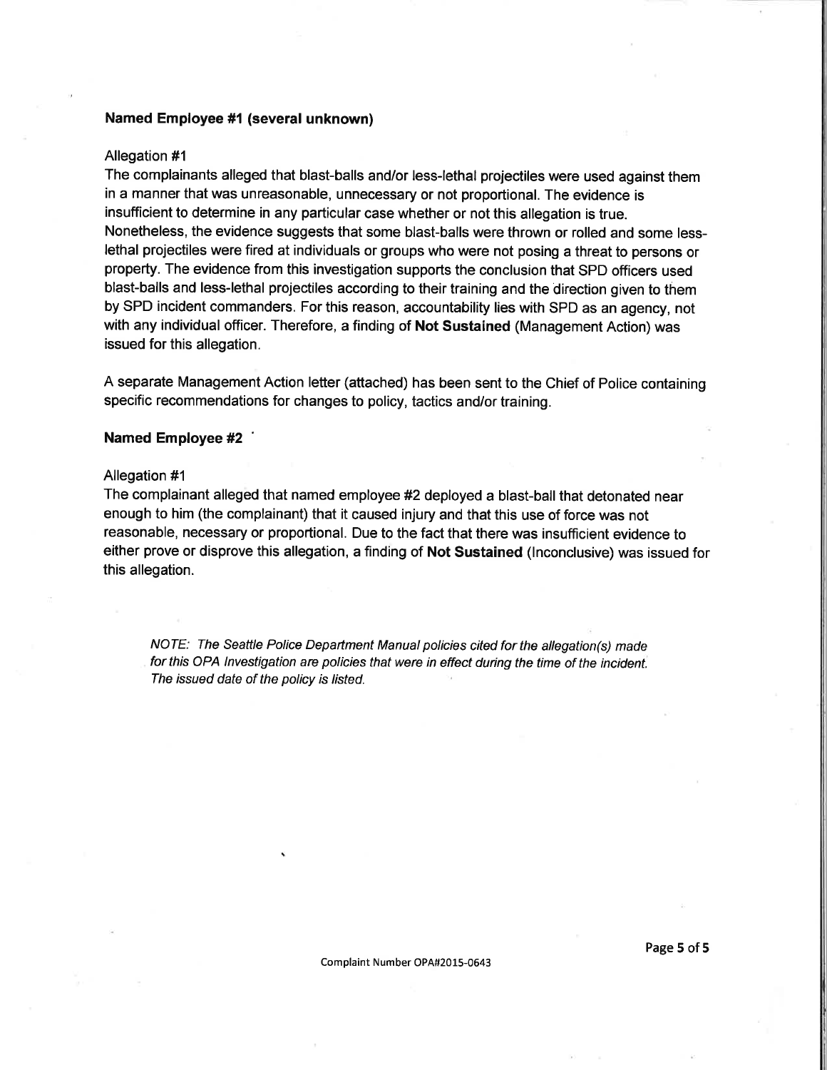**Named Employee #1 (several unknown)**

Allegation #1

The complainants alleged that blast-balls and/or less-lethal projectiles were used against them in a manner that was unreasonable, unnecessary or not proportional. The evidence is insufficient to determine in any particular case whether or not this allegation is true. Nonetheless, the evidence suggests that some blast-balls were thrown or rolled and some less-lethal projectiles were fired at individuals or groups who were not posing a threat to persons or property. The evidence from this investigation supports the conclusion that SPD officers used blast-balls and less-lethal projectiles according to their training and the direction given to them by SPD incident commanders. For this reason, accountability lies with SPD as an agency, not with any individual officer. Therefore, a finding of **Not Sustained** (Management Action) was issued for this allegation.

A separate Management Action letter (attached) has been sent to the Chief of Police containing specific recommendations for changes to policy, tactics and/or training.

**Named Employee #2**

Allegation #1

The complainant alleged that named employee #2 deployed a blast-ball that detonated near enough to him (the complainant) that it caused injury and that this use of force was not reasonable, necessary or proportional. Due to the fact that there was insufficient evidence to either prove or disprove this allegation, a finding of **Not Sustained** (Inconclusive) was issued for this allegation.

*NOTE: The Seattle Police Department Manual policies cited for the allegation(s) made for this OPA Investigation are policies that were in effect during the time of the incident. The issued date of the policy is listed.*

Complaint Number OPA#2015-0643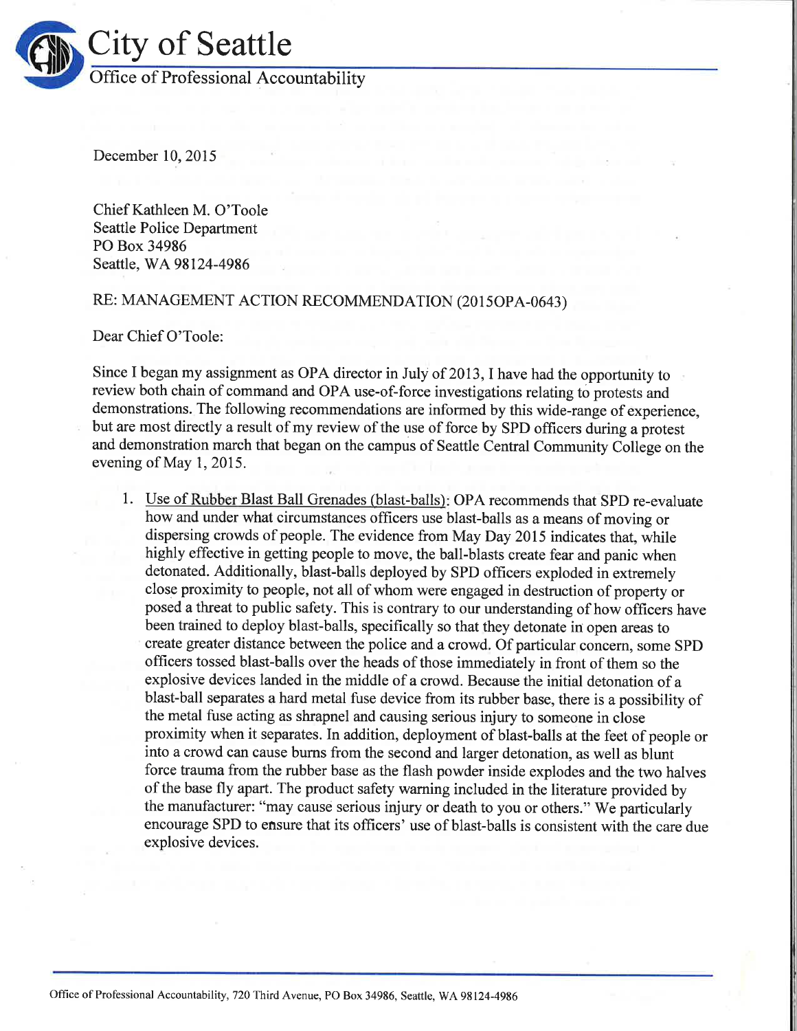# City of Seattle

## Office of Professional Accountability

December 10, 2015

Chief Kathleen M. O'Toole
Seattle Police Department
PO Box 34986
Seattle, WA 98124-4986

RE: MANAGEMENT ACTION RECOMMENDATION (2015OPA-0643)

Dear Chief O'Toole:

Since I began my assignment as OPA director in July of 2013, I have had the opportunity to review both chain of command and OPA use-of-force investigations relating to protests and demonstrations. The following recommendations are informed by this wide-range of experience, but are most directly a result of my review of the use of force by SPD officers during a protest and demonstration march that began on the campus of Seattle Central Community College on the evening of May 1, 2015.

1. Use of Rubber Blast Ball Grenades (blast-balls): OPA recommends that SPD re-evaluate how and under what circumstances officers use blast-balls as a means of moving or dispersing crowds of people. The evidence from May Day 2015 indicates that, while highly effective in getting people to move, the ball-blasts create fear and panic when detonated. Additionally, blast-balls deployed by SPD officers exploded in extremely close proximity to people, not all of whom were engaged in destruction of property or posed a threat to public safety. This is contrary to our understanding of how officers have been trained to deploy blast-balls, specifically so that they detonate in open areas to create greater distance between the police and a crowd. Of particular concern, some SPD officers tossed blast-balls over the heads of those immediately in front of them so the explosive devices landed in the middle of a crowd. Because the initial detonation of a blast-ball separates a hard metal fuse device from its rubber base, there is a possibility of the metal fuse acting as shrapnel and causing serious injury to someone in close proximity when it separates. In addition, deployment of blast-balls at the feet of people or into a crowd can cause burns from the second and larger detonation, as well as blunt force trauma from the rubber base as the flash powder inside explodes and the two halves of the base fly apart. The product safety warning included in the literature provided by the manufacturer: "may cause serious injury or death to you or others." We particularly encourage SPD to ensure that its officers' use of blast-balls is consistent with the care due explosive devices.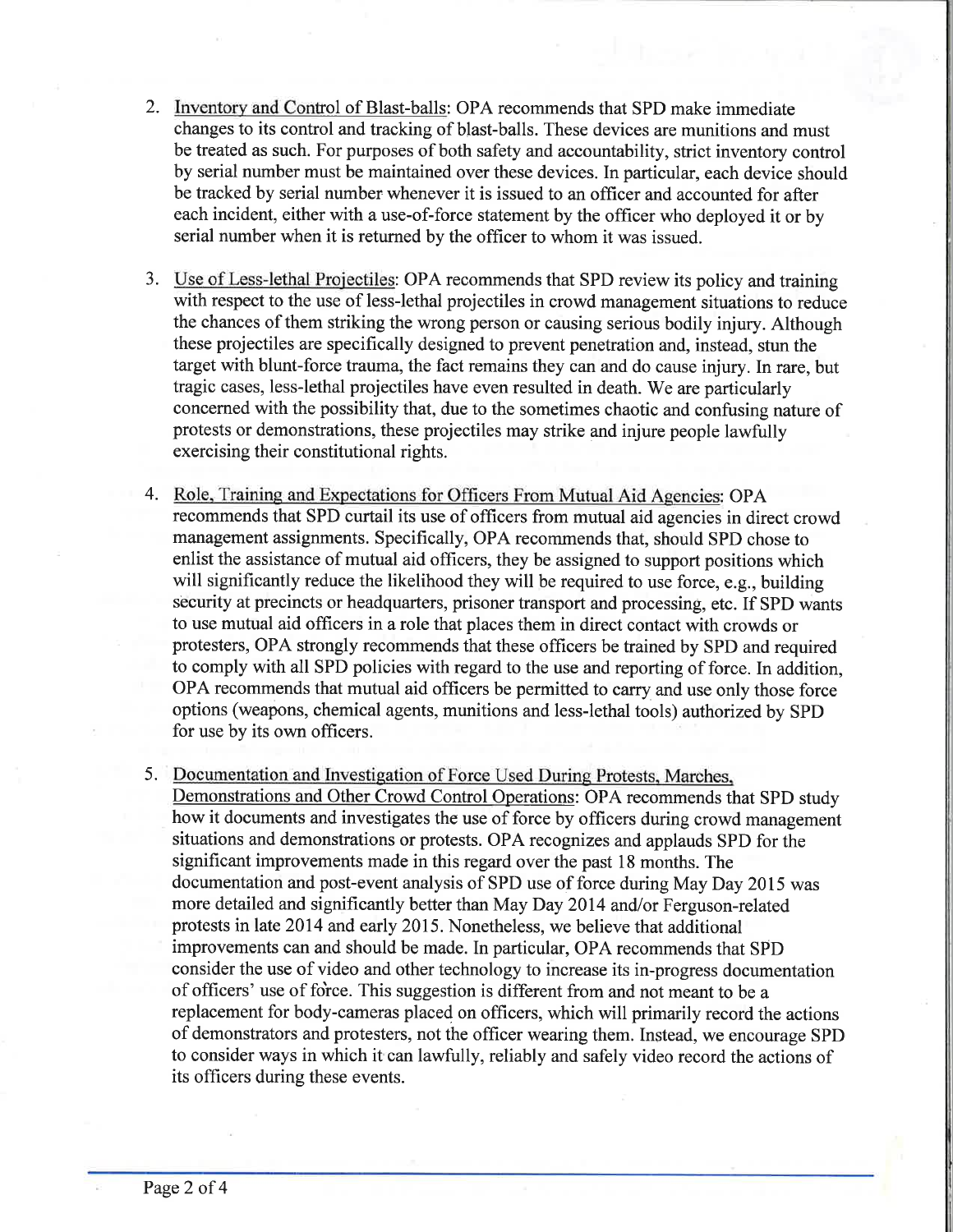2. Inventory and Control of Blast-balls: OPA recommends that SPD make immediate changes to its control and tracking of blast-balls. These devices are munitions and must be treated as such. For purposes of both safety and accountability, strict inventory control by serial number must be maintained over these devices. In particular, each device should be tracked by serial number whenever it is issued to an officer and accounted for after each incident, either with a use-of-force statement by the officer who deployed it or by serial number when it is returned by the officer to whom it was issued.

3. Use of Less-lethal Projectiles: OPA recommends that SPD review its policy and training with respect to the use of less-lethal projectiles in crowd management situations to reduce the chances of them striking the wrong person or causing serious bodily injury. Although these projectiles are specifically designed to prevent penetration and, instead, stun the target with blunt-force trauma, the fact remains they can and do cause injury. In rare, but tragic cases, less-lethal projectiles have even resulted in death. We are particularly concerned with the possibility that, due to the sometimes chaotic and confusing nature of protests or demonstrations, these projectiles may strike and injure people lawfully exercising their constitutional rights.

4. Role, Training and Expectations for Officers From Mutual Aid Agencies: OPA recommends that SPD curtail its use of officers from mutual aid agencies in direct crowd management assignments. Specifically, OPA recommends that, should SPD chose to enlist the assistance of mutual aid officers, they be assigned to support positions which will significantly reduce the likelihood they will be required to use force, e.g., building security at precincts or headquarters, prisoner transport and processing, etc. If SPD wants to use mutual aid officers in a role that places them in direct contact with crowds or protesters, OPA strongly recommends that these officers be trained by SPD and required to comply with all SPD policies with regard to the use and reporting of force. In addition, OPA recommends that mutual aid officers be permitted to carry and use only those force options (weapons, chemical agents, munitions and less-lethal tools) authorized by SPD for use by its own officers.

5. Documentation and Investigation of Force Used During Protests, Marches, Demonstrations and Other Crowd Control Operations: OPA recommends that SPD study how it documents and investigates the use of force by officers during crowd management situations and demonstrations or protests. OPA recognizes and applauds SPD for the significant improvements made in this regard over the past 18 months. The documentation and post-event analysis of SPD use of force during May Day 2015 was more detailed and significantly better than May Day 2014 and/or Ferguson-related protests in late 2014 and early 2015. Nonetheless, we believe that additional improvements can and should be made. In particular, OPA recommends that SPD consider the use of video and other technology to increase its in-progress documentation of officers' use of force. This suggestion is different from and not meant to be a replacement for body-cameras placed on officers, which will primarily record the actions of demonstrators and protesters, not the officer wearing them. Instead, we encourage SPD to consider ways in which it can lawfully, reliably and safely video record the actions of its officers during these events.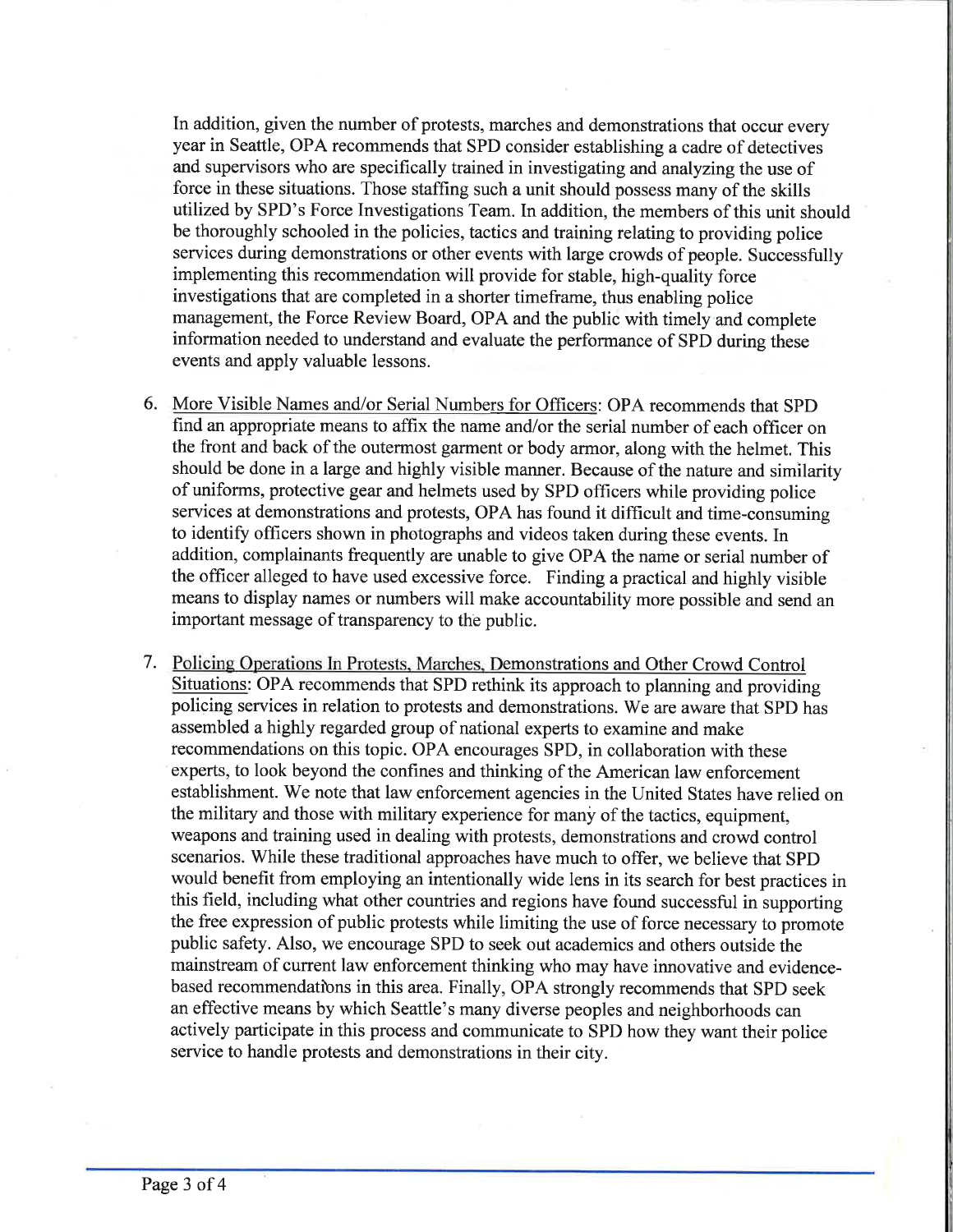In addition, given the number of protests, marches and demonstrations that occur every year in Seattle, OPA recommends that SPD consider establishing a cadre of detectives and supervisors who are specifically trained in investigating and analyzing the use of force in these situations. Those staffing such a unit should possess many of the skills utilized by SPD's Force Investigations Team. In addition, the members of this unit should be thoroughly schooled in the policies, tactics and training relating to providing police services during demonstrations or other events with large crowds of people. Successfully implementing this recommendation will provide for stable, high-quality force investigations that are completed in a shorter timeframe, thus enabling police management, the Force Review Board, OPA and the public with timely and complete information needed to understand and evaluate the performance of SPD during these events and apply valuable lessons.

6. <u>More Visible Names and/or Serial Numbers for Officers</u>: OPA recommends that SPD find an appropriate means to affix the name and/or the serial number of each officer on the front and back of the outermost garment or body armor, along with the helmet. This should be done in a large and highly visible manner. Because of the nature and similarity of uniforms, protective gear and helmets used by SPD officers while providing police services at demonstrations and protests, OPA has found it difficult and time-consuming to identify officers shown in photographs and videos taken during these events. In addition, complainants frequently are unable to give OPA the name or serial number of the officer alleged to have used excessive force. Finding a practical and highly visible means to display names or numbers will make accountability more possible and send an important message of transparency to the public.

7. <u>Policing Operations In Protests, Marches, Demonstrations and Other Crowd Control Situations</u>: OPA recommends that SPD rethink its approach to planning and providing policing services in relation to protests and demonstrations. We are aware that SPD has assembled a highly regarded group of national experts to examine and make recommendations on this topic. OPA encourages SPD, in collaboration with these experts, to look beyond the confines and thinking of the American law enforcement establishment. We note that law enforcement agencies in the United States have relied on the military and those with military experience for many of the tactics, equipment, weapons and training used in dealing with protests, demonstrations and crowd control scenarios. While these traditional approaches have much to offer, we believe that SPD would benefit from employing an intentionally wide lens in its search for best practices in this field, including what other countries and regions have found successful in supporting the free expression of public protests while limiting the use of force necessary to promote public safety. Also, we encourage SPD to seek out academics and others outside the mainstream of current law enforcement thinking who may have innovative and evidence-based recommendations in this area. Finally, OPA strongly recommends that SPD seek an effective means by which Seattle's many diverse peoples and neighborhoods can actively participate in this process and communicate to SPD how they want their police service to handle protests and demonstrations in their city.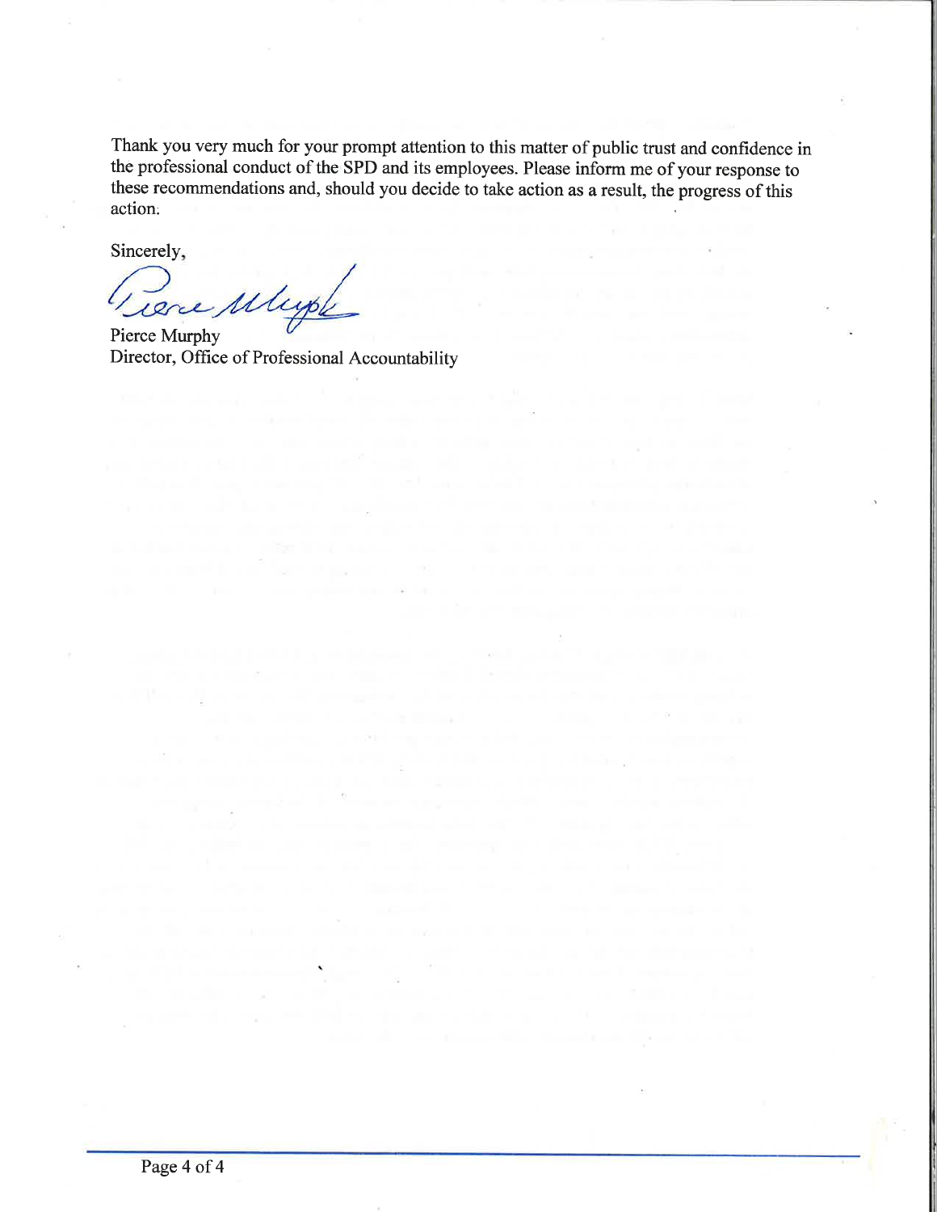Thank you very much for your prompt attention to this matter of public trust and confidence in the professional conduct of the SPD and its employees. Please inform me of your response to these recommendations and, should you decide to take action as a result, the progress of this action.

Sincerely,

Pierce Murphy
Director, Office of Professional Accountability